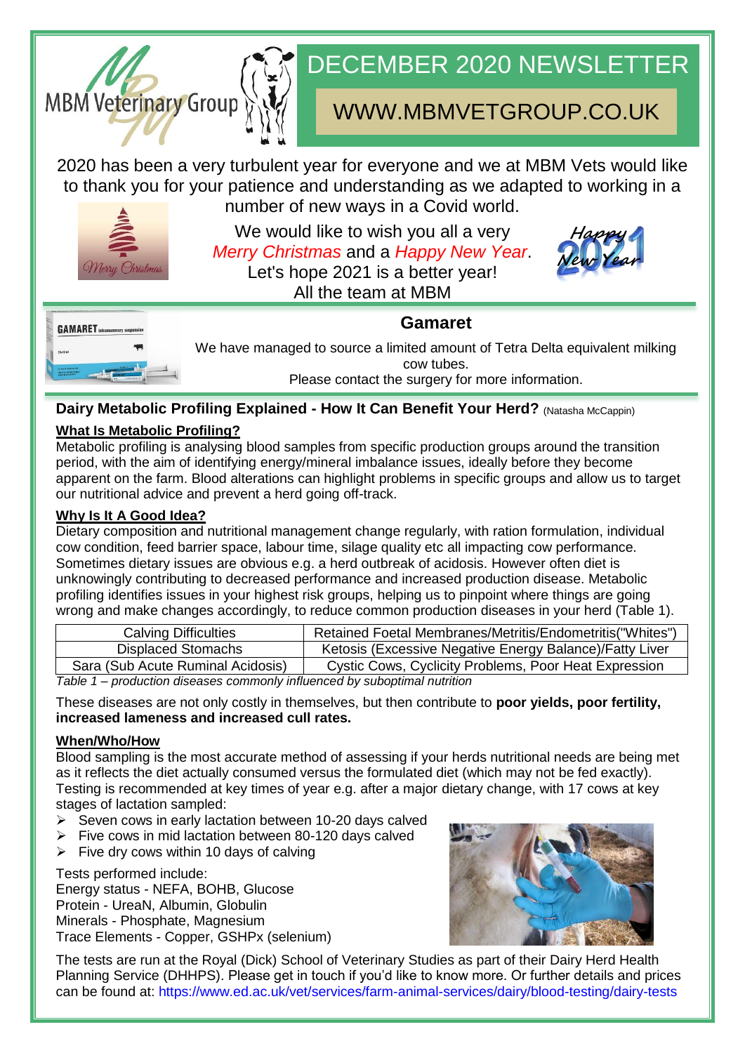MBM Veterinary Group

# DECEMBER 2020 NEWSLETTER

WWW.MBMVETGROUP.CO.UK

2020 has been a very turbulent year for everyone and we at MBM Vets would like to thank you for your patience and understanding as we adapted to working in a number of new ways in a Covid world.

We would like to wish you all a very *Merry Christmas* and a *Happy New Year*.
Let's hope 2021 is a better year!
All the team at MBM

## Gamaret

We have managed to source a limited amount of Tetra Delta equivalent milking cow tubes.
Please contact the surgery for more information.

## Dairy Metabolic Profiling Explained - How It Can Benefit Your Herd? (Natasha McCappin)

### What Is Metabolic Profiling?

Metabolic profiling is analysing blood samples from specific production groups around the transition period, with the aim of identifying energy/mineral imbalance issues, ideally before they become apparent on the farm. Blood alterations can highlight problems in specific groups and allow us to target our nutritional advice and prevent a herd going off-track.

### Why Is It A Good Idea?

Dietary composition and nutritional management change regularly, with ration formulation, individual cow condition, feed barrier space, labour time, silage quality etc all impacting cow performance. Sometimes dietary issues are obvious e.g. a herd outbreak of acidosis. However often diet is unknowingly contributing to decreased performance and increased production disease. Metabolic profiling identifies issues in your highest risk groups, helping us to pinpoint where things are going wrong and make changes accordingly, to reduce common production diseases in your herd (Table 1).

| | |
|---|---|
| Calving Difficulties | Retained Foetal Membranes/Metritis/Endometritis("Whites") |
| Displaced Stomachs | Ketosis (Excessive Negative Energy Balance)/Fatty Liver |
| Sara (Sub Acute Ruminal Acidosis) | Cystic Cows, Cyclicity Problems, Poor Heat Expression |

*Table 1 – production diseases commonly influenced by suboptimal nutrition*

These diseases are not only costly in themselves, but then contribute to **poor yields, poor fertility, increased lameness and increased cull rates.**

### When/Who/How

Blood sampling is the most accurate method of assessing if your herds nutritional needs are being met as it reflects the diet actually consumed versus the formulated diet (which may not be fed exactly). Testing is recommended at key times of year e.g. after a major dietary change, with 17 cows at key stages of lactation sampled:

- Seven cows in early lactation between 10-20 days calved
- Five cows in mid lactation between 80-120 days calved
- Five dry cows within 10 days of calving

Tests performed include:
Energy status - NEFA, BOHB, Glucose
Protein - UreaN, Albumin, Globulin
Minerals - Phosphate, Magnesium
Trace Elements - Copper, GSHPx (selenium)

The tests are run at the Royal (Dick) School of Veterinary Studies as part of their Dairy Herd Health Planning Service (DHHPS). Please get in touch if you'd like to know more. Or further details and prices can be found at: https://www.ed.ac.uk/vet/services/farm-animal-services/dairy/blood-testing/dairy-tests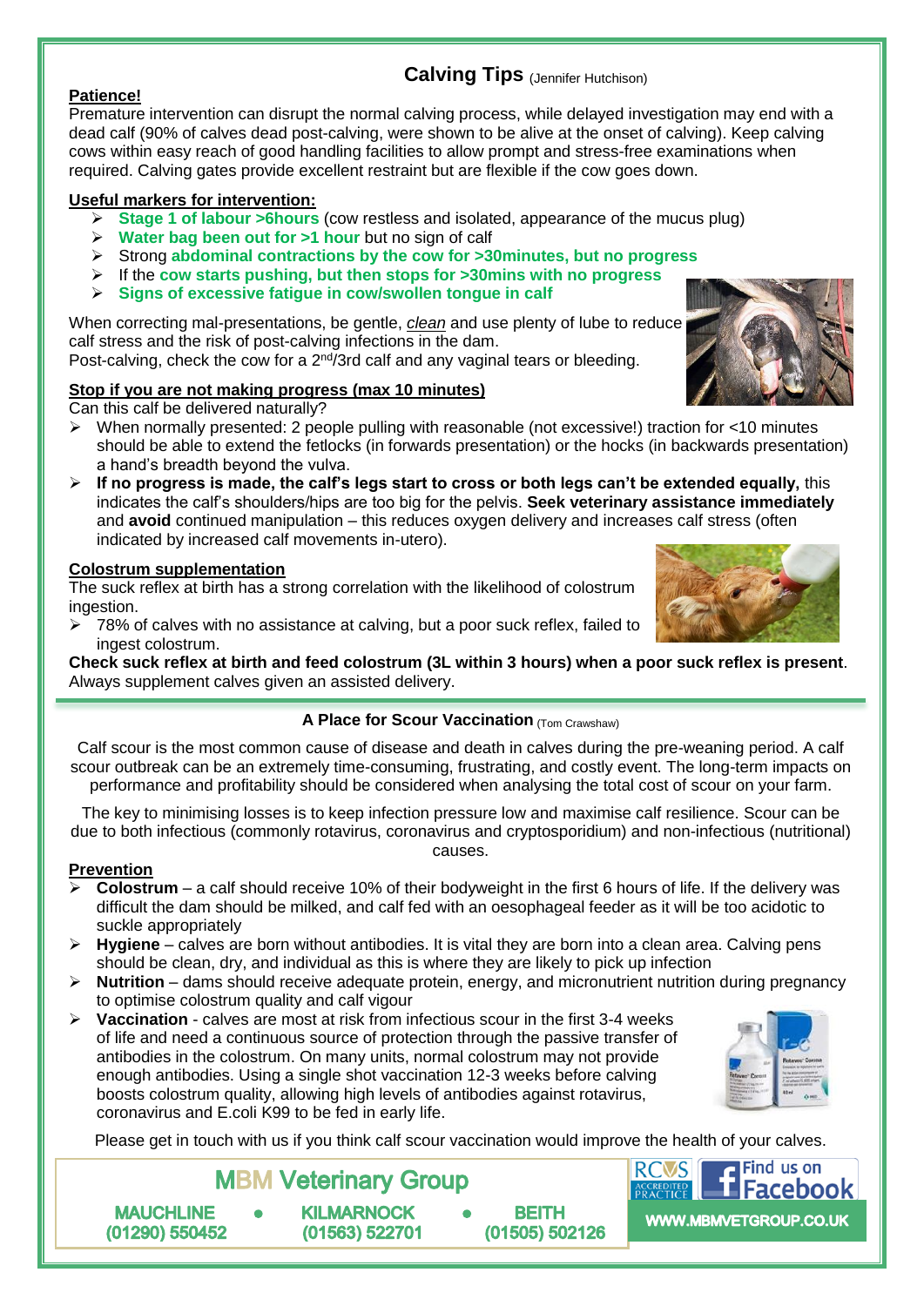# Calving Tips (Jennifer Hutchison)

**Patience!**

Premature intervention can disrupt the normal calving process, while delayed investigation may end with a dead calf (90% of calves dead post-calving, were shown to be alive at the onset of calving). Keep calving cows within easy reach of good handling facilities to allow prompt and stress-free examinations when required. Calving gates provide excellent restraint but are flexible if the cow goes down.

**Useful markers for intervention:**

- **Stage 1 of labour >6hours** (cow restless and isolated, appearance of the mucus plug)
- **Water bag been out for >1 hour** but no sign of calf
- Strong **abdominal contractions by the cow for >30minutes, but no progress**
- If the **cow starts pushing, but then stops for >30mins with no progress**
- **Signs of excessive fatigue in cow/swollen tongue in calf**

When correcting mal-presentations, be gentle, *clean* and use plenty of lube to reduce calf stress and the risk of post-calving infections in the dam.
Post-calving, check the cow for a 2nd/3rd calf and any vaginal tears or bleeding.

**Stop if you are not making progress (max 10 minutes)**

Can this calf be delivered naturally?

- When normally presented: 2 people pulling with reasonable (not excessive!) traction for <10 minutes should be able to extend the fetlocks (in forwards presentation) or the hocks (in backwards presentation) a hand's breadth beyond the vulva.
- **If no progress is made, the calf's legs start to cross or both legs can't be extended equally,** this indicates the calf's shoulders/hips are too big for the pelvis. **Seek veterinary assistance immediately** and **avoid** continued manipulation – this reduces oxygen delivery and increases calf stress (often indicated by increased calf movements in-utero).

**Colostrum supplementation**

The suck reflex at birth has a strong correlation with the likelihood of colostrum ingestion.

- 78% of calves with no assistance at calving, but a poor suck reflex, failed to ingest colostrum.

**Check suck reflex at birth and feed colostrum (3L within 3 hours) when a poor suck reflex is present**. Always supplement calves given an assisted delivery.

## A Place for Scour Vaccination (Tom Crawshaw)

Calf scour is the most common cause of disease and death in calves during the pre-weaning period. A calf scour outbreak can be an extremely time-consuming, frustrating, and costly event. The long-term impacts on performance and profitability should be considered when analysing the total cost of scour on your farm.

The key to minimising losses is to keep infection pressure low and maximise calf resilience. Scour can be due to both infectious (commonly rotavirus, coronavirus and cryptosporidium) and non-infectious (nutritional) causes.

**Prevention**

- **Colostrum** – a calf should receive 10% of their bodyweight in the first 6 hours of life. If the delivery was difficult the dam should be milked, and calf fed with an oesophageal feeder as it will be too acidotic to suckle appropriately
- **Hygiene** – calves are born without antibodies. It is vital they are born into a clean area. Calving pens should be clean, dry, and individual as this is where they are likely to pick up infection
- **Nutrition** – dams should receive adequate protein, energy, and micronutrient nutrition during pregnancy to optimise colostrum quality and calf vigour
- **Vaccination** - calves are most at risk from infectious scour in the first 3-4 weeks of life and need a continuous source of protection through the passive transfer of antibodies in the colostrum. On many units, normal colostrum may not provide enough antibodies. Using a single shot vaccination 12-3 weeks before calving boosts colostrum quality, allowing high levels of antibodies against rotavirus, coronavirus and E.coli K99 to be fed in early life.

Please get in touch with us if you think calf scour vaccination would improve the health of your calves.

**MBM Veterinary Group**

MAUCHLINE (01290) 550452 • KILMARNOCK (01563) 522701 • BEITH (01505) 502126

RCVS Accredited Practice — Find us on Facebook — WWW.MBMVETGROUP.CO.UK